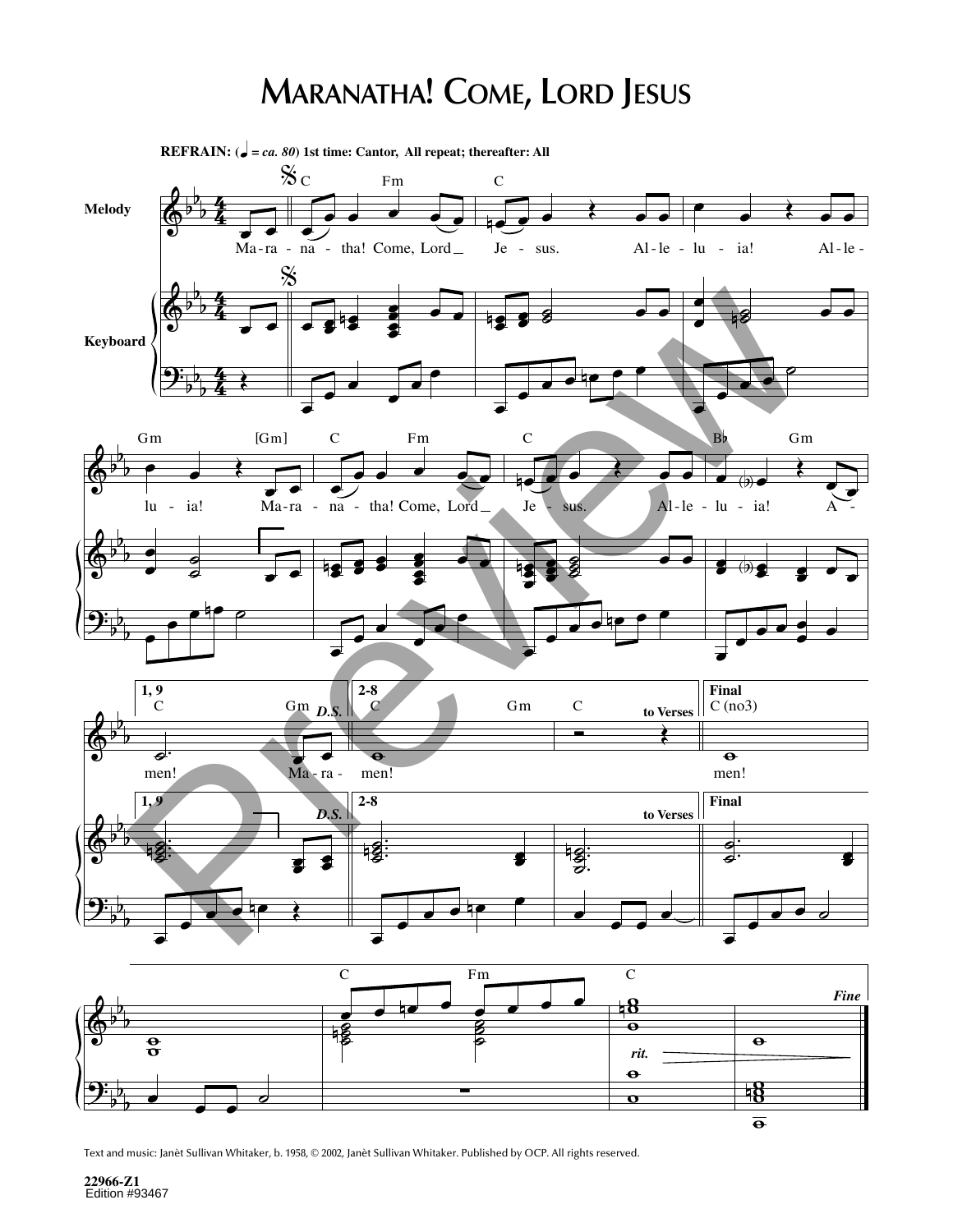# Maranatha! Come, Lord Jesus

**REFRAIN:** (♩ = *ca. 80*) **1st time: Cantor, All repeat; thereafter: All**

Melody

Keyboard

C Fm C

Ma-ra - na - tha! Come, Lord Je - sus. Al-le-lu - ia! Al-le-

Gm [Gm] C Fm C B♭ Gm

lu - ia! Ma-ra - na - tha! Come, Lord Je - sus. Al-le-lu - ia! A -

**1, 9** C Gm *D.S.* **2-8** C Gm C to Verses **Final** C (no3)

men! Ma-ra - men! men!

C Fm C *rit.* *Fine*

Text and music: Janèt Sullivan Whitaker, b. 1958, © 2002, Janèt Sullivan Whitaker. Published by OCP. All rights reserved.

22966-Z1
Edition #93467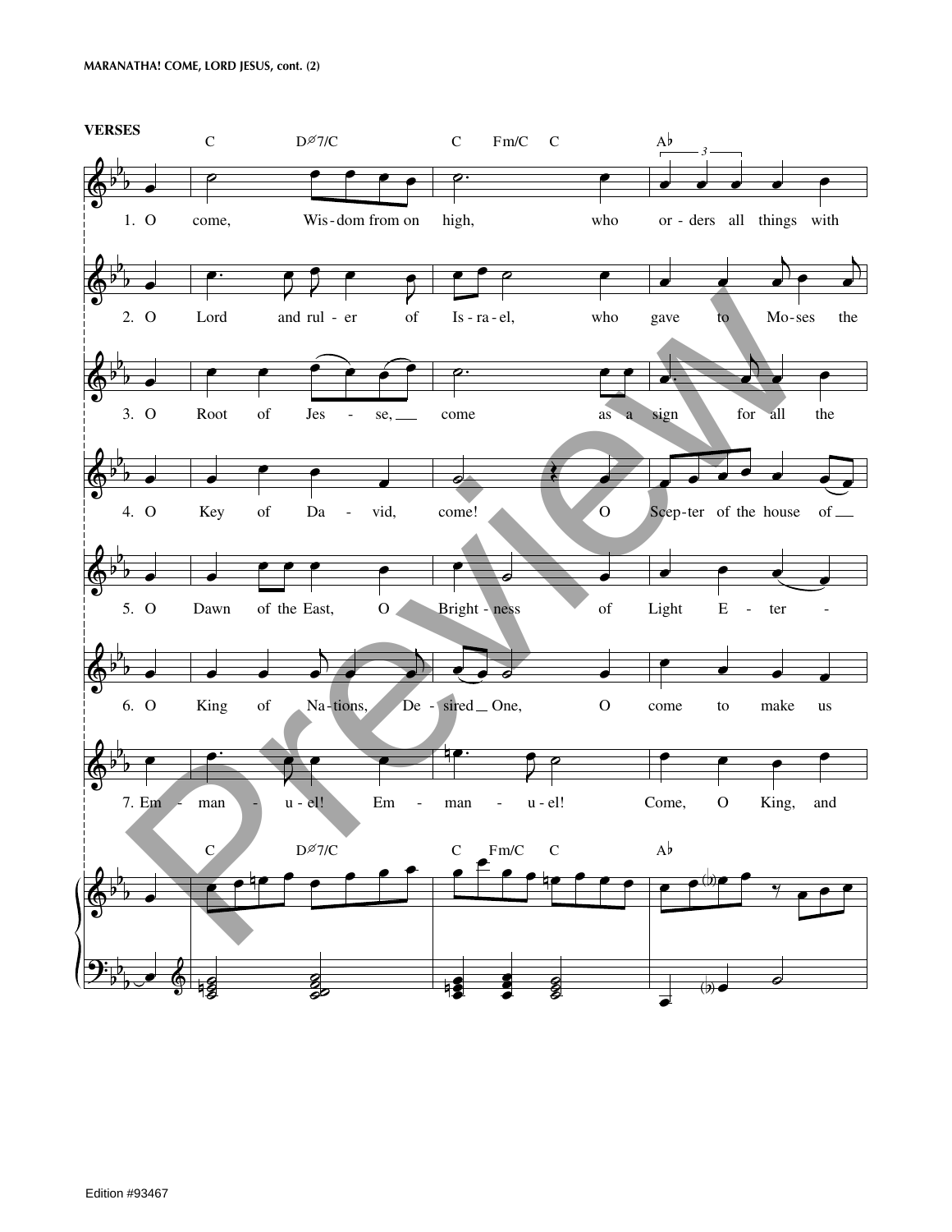**VERSES**

C D⌀7/C C Fm/C C A♭

1. O come, Wis-dom from on high, who or-ders all things with

2. O Lord and rul-er of Is-ra-el, who gave to Mo-ses the

3. O Root of Jes-se, come as a sign for all the

4. O Key of Da-vid, come! O Scep-ter of the house of

5. O Dawn of the East, O Bright-ness of Light E-ter-

6. O King of Na-tions, De-sired One, O come to make us

7. Em-man-u-el! Em-man-u-el! Come, O King, and

C D⌀7/C C Fm/C C A♭

Edition #93467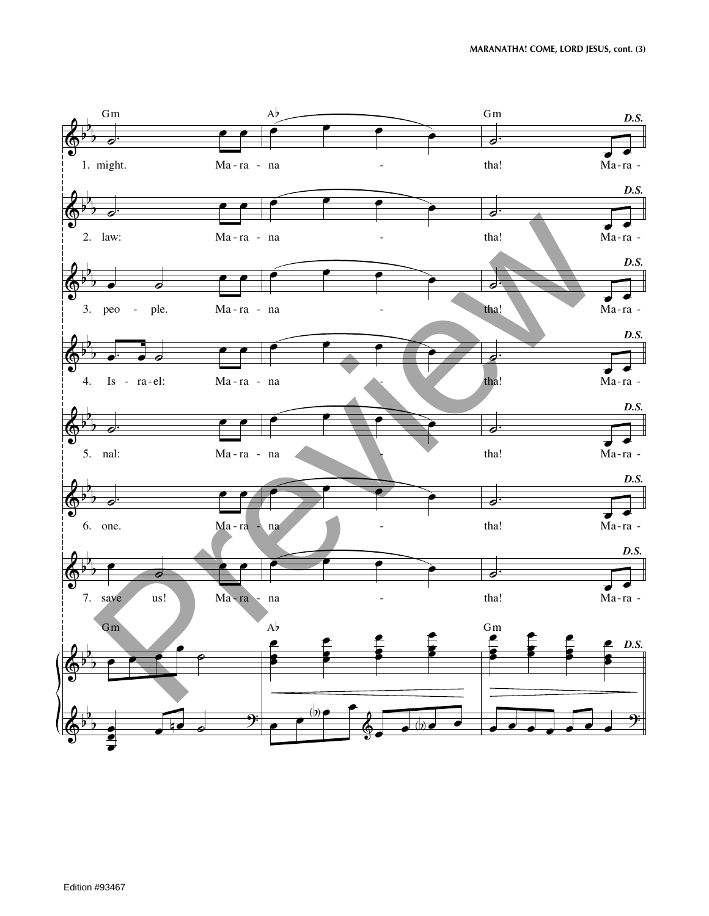Gm A♭ Gm D.S.

1. might. Ma-ra - na - tha! Ma-ra -

2. law: Ma-ra - na - tha! Ma-ra -

3. peo - ple. Ma-ra - na - tha! Ma-ra -

4. Is - ra-el: Ma-ra - na - tha! Ma-ra -

5. nal: Ma-ra - na - tha! Ma-ra -

6. one. Ma-ra - na - tha! Ma-ra -

7. save us! Ma-ra - na - tha! Ma-ra -

Gm A♭ Gm D.S.

Edition #93467